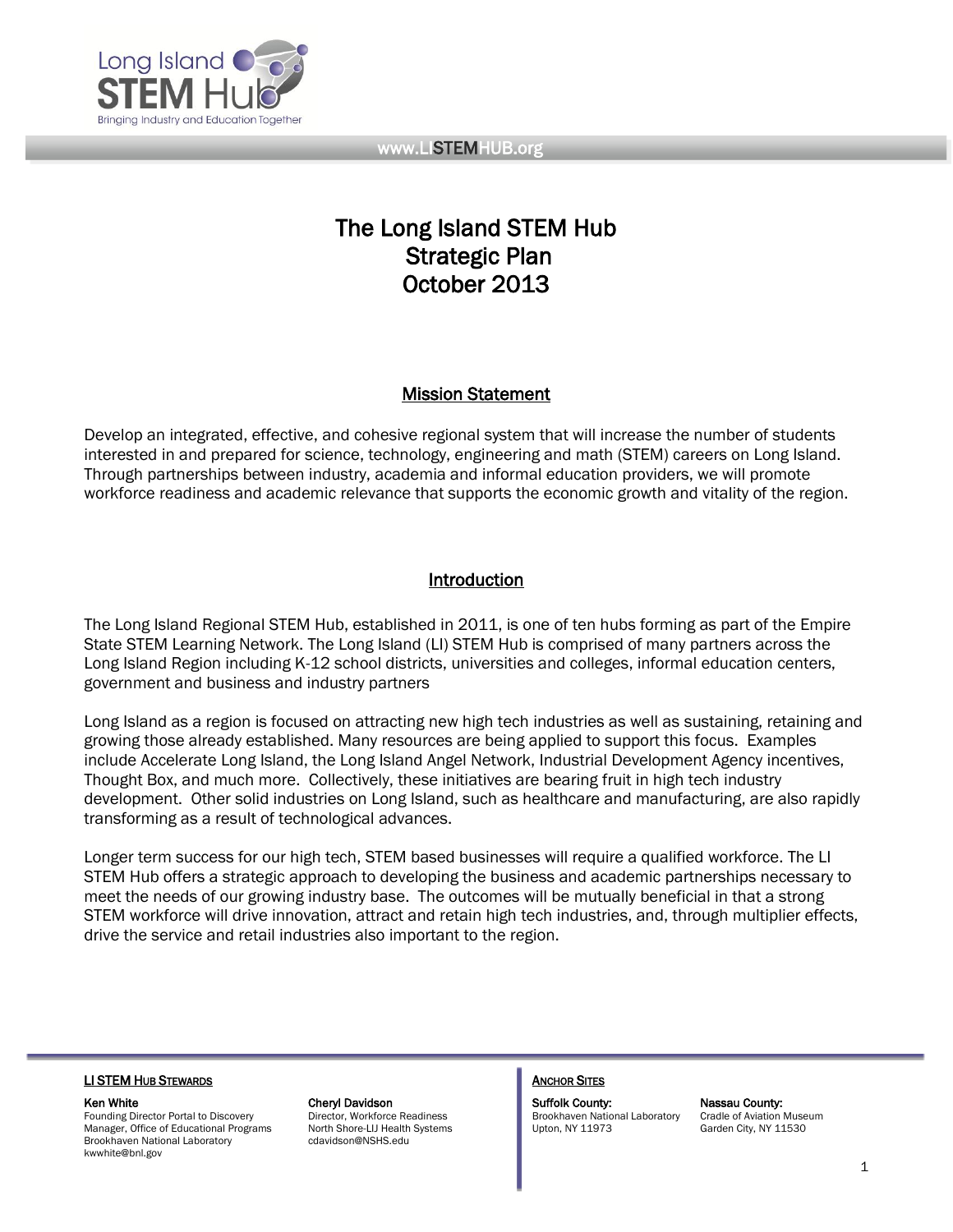# The Long Island STEM Hub
# Strategic Plan
# October 2013

## Mission Statement

Develop an integrated, effective, and cohesive regional system that will increase the number of students interested in and prepared for science, technology, engineering and math (STEM) careers on Long Island. Through partnerships between industry, academia and informal education providers, we will promote workforce readiness and academic relevance that supports the economic growth and vitality of the region.

## Introduction

The Long Island Regional STEM Hub, established in 2011, is one of ten hubs forming as part of the Empire State STEM Learning Network. The Long Island (LI) STEM Hub is comprised of many partners across the Long Island Region including K-12 school districts, universities and colleges, informal education centers, government and business and industry partners

Long Island as a region is focused on attracting new high tech industries as well as sustaining, retaining and growing those already established. Many resources are being applied to support this focus. Examples include Accelerate Long Island, the Long Island Angel Network, Industrial Development Agency incentives, Thought Box, and much more. Collectively, these initiatives are bearing fruit in high tech industry development. Other solid industries on Long Island, such as healthcare and manufacturing, are also rapidly transforming as a result of technological advances.

Longer term success for our high tech, STEM based businesses will require a qualified workforce. The LI STEM Hub offers a strategic approach to developing the business and academic partnerships necessary to meet the needs of our growing industry base. The outcomes will be mutually beneficial in that a strong STEM workforce will drive innovation, attract and retain high tech industries, and, through multiplier effects, drive the service and retail industries also important to the region.

**LI STEM Hub Stewards**

**Ken White**
Founding Director Portal to Discovery
Manager, Office of Educational Programs
Brookhaven National Laboratory
kwwhite@bnl.gov

**Cheryl Davidson**
Director, Workforce Readiness
North Shore-LIJ Health Systems
cdavidson@NSHS.edu

**Anchor Sites**

**Suffolk County:**
Brookhaven National Laboratory
Upton, NY 11973

**Nassau County:**
Cradle of Aviation Museum
Garden City, NY 11530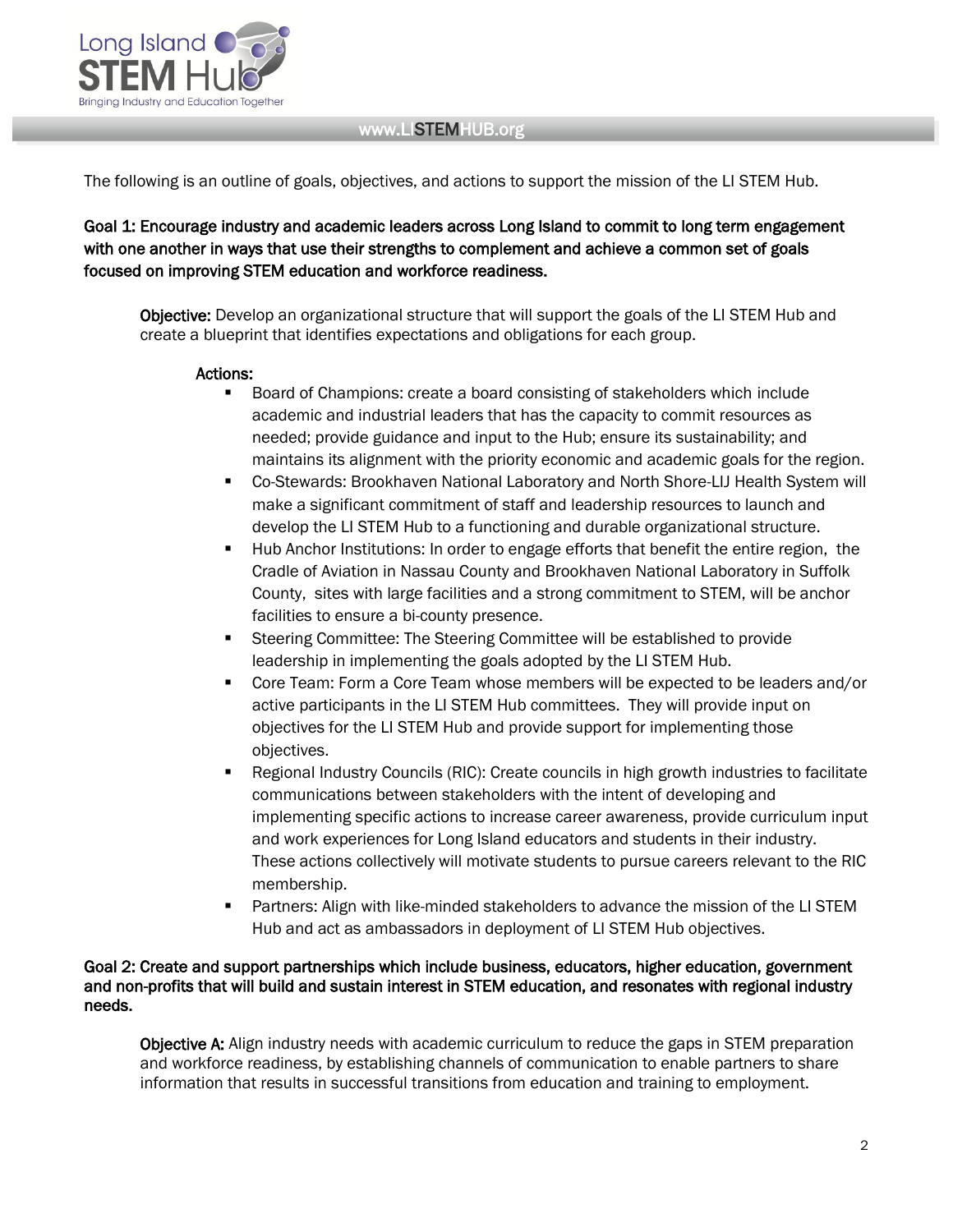The following is an outline of goals, objectives, and actions to support the mission of the LI STEM Hub.

**Goal 1: Encourage industry and academic leaders across Long Island to commit to long term engagement with one another in ways that use their strengths to complement and achieve a common set of goals focused on improving STEM education and workforce readiness.**

**Objective:** Develop an organizational structure that will support the goals of the LI STEM Hub and create a blueprint that identifies expectations and obligations for each group.

**Actions:**

- Board of Champions: create a board consisting of stakeholders which include academic and industrial leaders that has the capacity to commit resources as needed; provide guidance and input to the Hub; ensure its sustainability; and maintains its alignment with the priority economic and academic goals for the region.
- Co-Stewards: Brookhaven National Laboratory and North Shore-LIJ Health System will make a significant commitment of staff and leadership resources to launch and develop the LI STEM Hub to a functioning and durable organizational structure.
- Hub Anchor Institutions: In order to engage efforts that benefit the entire region, the Cradle of Aviation in Nassau County and Brookhaven National Laboratory in Suffolk County, sites with large facilities and a strong commitment to STEM, will be anchor facilities to ensure a bi-county presence.
- Steering Committee: The Steering Committee will be established to provide leadership in implementing the goals adopted by the LI STEM Hub.
- Core Team: Form a Core Team whose members will be expected to be leaders and/or active participants in the LI STEM Hub committees. They will provide input on objectives for the LI STEM Hub and provide support for implementing those objectives.
- Regional Industry Councils (RIC): Create councils in high growth industries to facilitate communications between stakeholders with the intent of developing and implementing specific actions to increase career awareness, provide curriculum input and work experiences for Long Island educators and students in their industry. These actions collectively will motivate students to pursue careers relevant to the RIC membership.
- Partners: Align with like-minded stakeholders to advance the mission of the LI STEM Hub and act as ambassadors in deployment of LI STEM Hub objectives.

**Goal 2: Create and support partnerships which include business, educators, higher education, government and non-profits that will build and sustain interest in STEM education, and resonates with regional industry needs.**

**Objective A:** Align industry needs with academic curriculum to reduce the gaps in STEM preparation and workforce readiness, by establishing channels of communication to enable partners to share information that results in successful transitions from education and training to employment.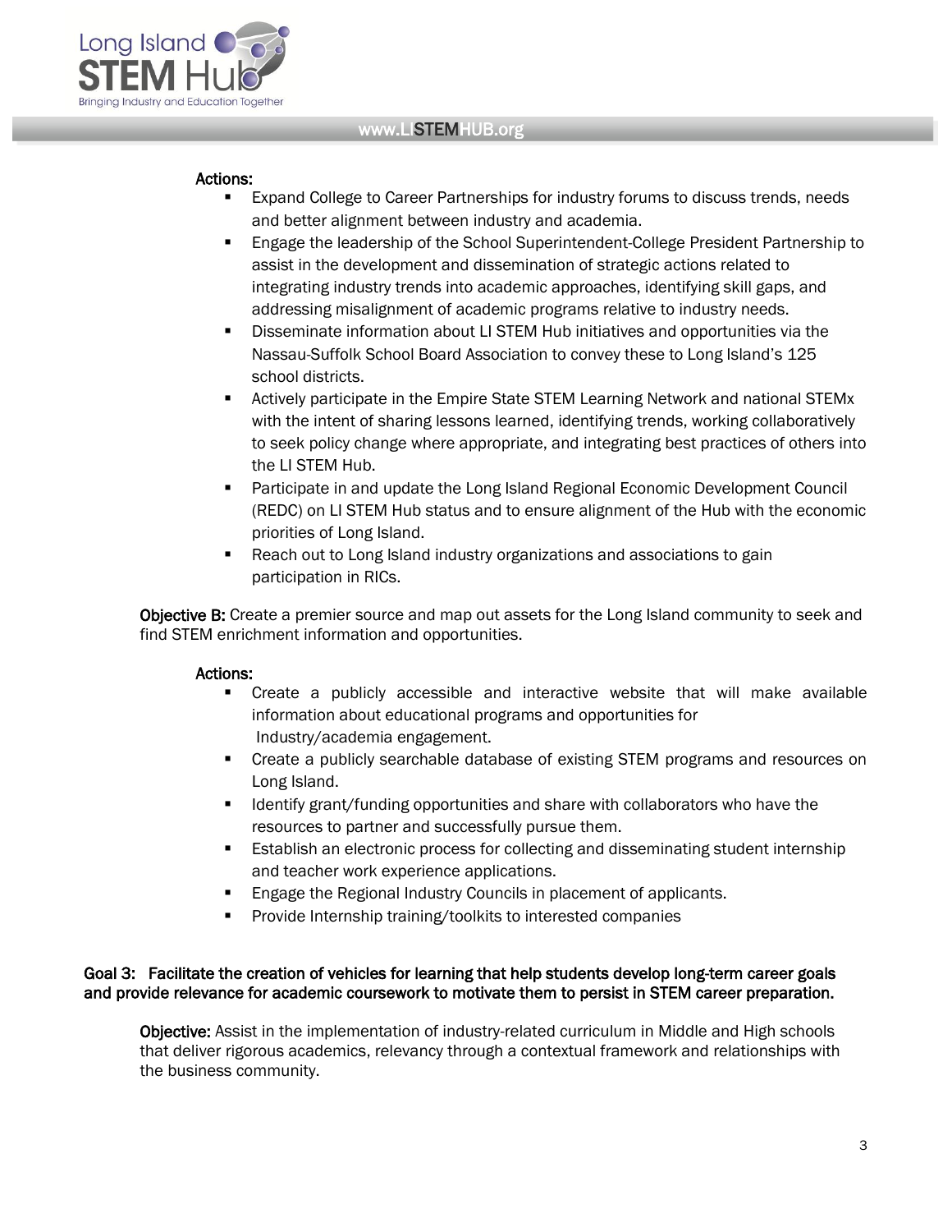**Actions:**

- Expand College to Career Partnerships for industry forums to discuss trends, needs and better alignment between industry and academia.
- Engage the leadership of the School Superintendent-College President Partnership to assist in the development and dissemination of strategic actions related to integrating industry trends into academic approaches, identifying skill gaps, and addressing misalignment of academic programs relative to industry needs.
- Disseminate information about LI STEM Hub initiatives and opportunities via the Nassau-Suffolk School Board Association to convey these to Long Island's 125 school districts.
- Actively participate in the Empire State STEM Learning Network and national STEMx with the intent of sharing lessons learned, identifying trends, working collaboratively to seek policy change where appropriate, and integrating best practices of others into the LI STEM Hub.
- Participate in and update the Long Island Regional Economic Development Council (REDC) on LI STEM Hub status and to ensure alignment of the Hub with the economic priorities of Long Island.
- Reach out to Long Island industry organizations and associations to gain participation in RICs.

**Objective B:** Create a premier source and map out assets for the Long Island community to seek and find STEM enrichment information and opportunities.

**Actions:**

- Create a publicly accessible and interactive website that will make available information about educational programs and opportunities for Industry/academia engagement.
- Create a publicly searchable database of existing STEM programs and resources on Long Island.
- Identify grant/funding opportunities and share with collaborators who have the resources to partner and successfully pursue them.
- Establish an electronic process for collecting and disseminating student internship and teacher work experience applications.
- Engage the Regional Industry Councils in placement of applicants.
- Provide Internship training/toolkits to interested companies

**Goal 3: Facilitate the creation of vehicles for learning that help students develop long-term career goals and provide relevance for academic coursework to motivate them to persist in STEM career preparation.**

**Objective:** Assist in the implementation of industry-related curriculum in Middle and High schools that deliver rigorous academics, relevancy through a contextual framework and relationships with the business community.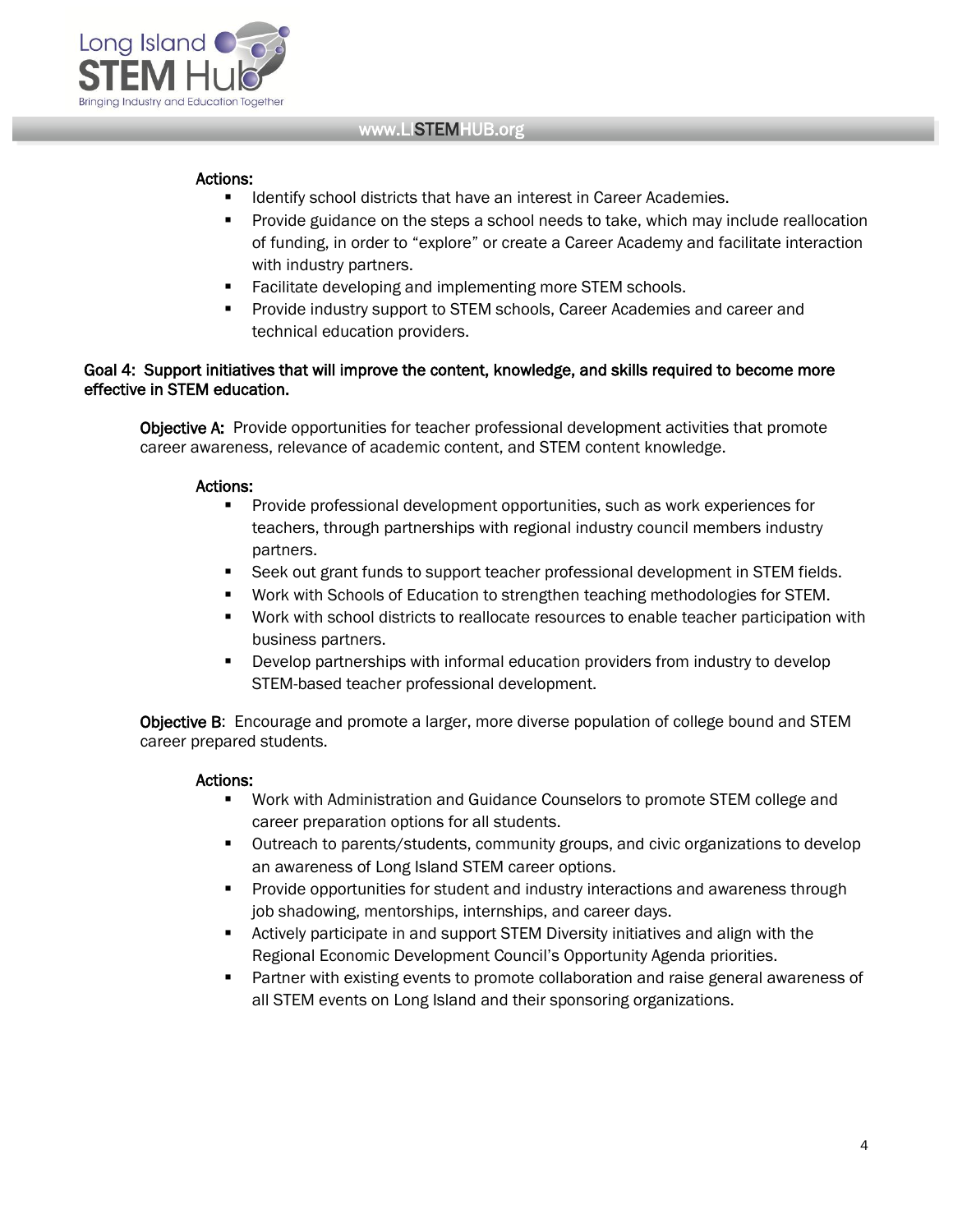**Actions:**

- Identify school districts that have an interest in Career Academies.
- Provide guidance on the steps a school needs to take, which may include reallocation of funding, in order to "explore" or create a Career Academy and facilitate interaction with industry partners.
- Facilitate developing and implementing more STEM schools.
- Provide industry support to STEM schools, Career Academies and career and technical education providers.

**Goal 4: Support initiatives that will improve the content, knowledge, and skills required to become more effective in STEM education.**

**Objective A:** Provide opportunities for teacher professional development activities that promote career awareness, relevance of academic content, and STEM content knowledge.

**Actions:**

- Provide professional development opportunities, such as work experiences for teachers, through partnerships with regional industry council members industry partners.
- Seek out grant funds to support teacher professional development in STEM fields.
- Work with Schools of Education to strengthen teaching methodologies for STEM.
- Work with school districts to reallocate resources to enable teacher participation with business partners.
- Develop partnerships with informal education providers from industry to develop STEM-based teacher professional development.

**Objective B**: Encourage and promote a larger, more diverse population of college bound and STEM career prepared students.

**Actions:**

- Work with Administration and Guidance Counselors to promote STEM college and career preparation options for all students.
- Outreach to parents/students, community groups, and civic organizations to develop an awareness of Long Island STEM career options.
- Provide opportunities for student and industry interactions and awareness through job shadowing, mentorships, internships, and career days.
- Actively participate in and support STEM Diversity initiatives and align with the Regional Economic Development Council's Opportunity Agenda priorities.
- Partner with existing events to promote collaboration and raise general awareness of all STEM events on Long Island and their sponsoring organizations.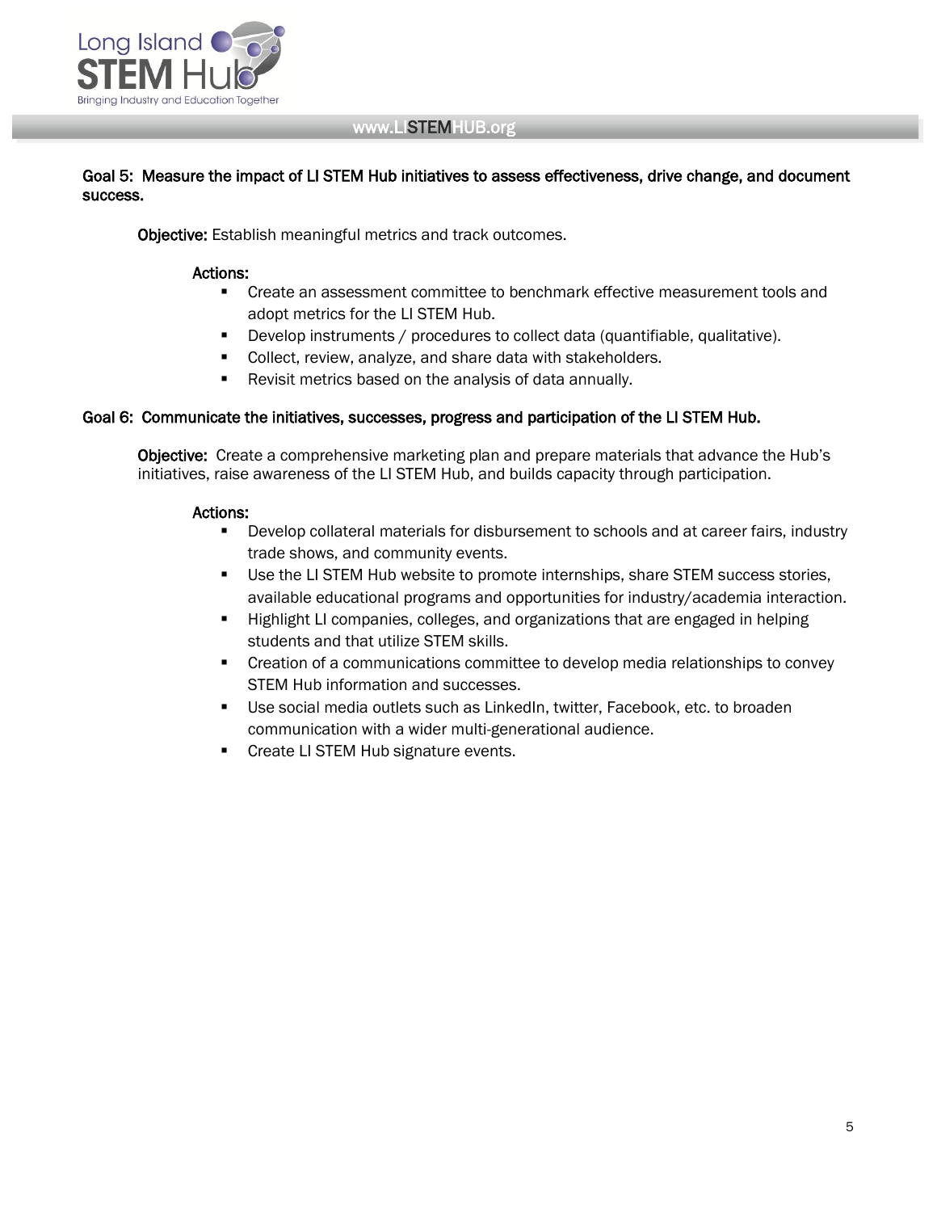## Goal 5: Measure the impact of LI STEM Hub initiatives to assess effectiveness, drive change, and document success.

**Objective:** Establish meaningful metrics and track outcomes.

**Actions:**

- Create an assessment committee to benchmark effective measurement tools and adopt metrics for the LI STEM Hub.
- Develop instruments / procedures to collect data (quantifiable, qualitative).
- Collect, review, analyze, and share data with stakeholders.
- Revisit metrics based on the analysis of data annually.

## Goal 6: Communicate the initiatives, successes, progress and participation of the LI STEM Hub.

**Objective:** Create a comprehensive marketing plan and prepare materials that advance the Hub's initiatives, raise awareness of the LI STEM Hub, and builds capacity through participation.

**Actions:**

- Develop collateral materials for disbursement to schools and at career fairs, industry trade shows, and community events.
- Use the LI STEM Hub website to promote internships, share STEM success stories, available educational programs and opportunities for industry/academia interaction.
- Highlight LI companies, colleges, and organizations that are engaged in helping students and that utilize STEM skills.
- Creation of a communications committee to develop media relationships to convey STEM Hub information and successes.
- Use social media outlets such as LinkedIn, twitter, Facebook, etc. to broaden communication with a wider multi-generational audience.
- Create LI STEM Hub signature events.